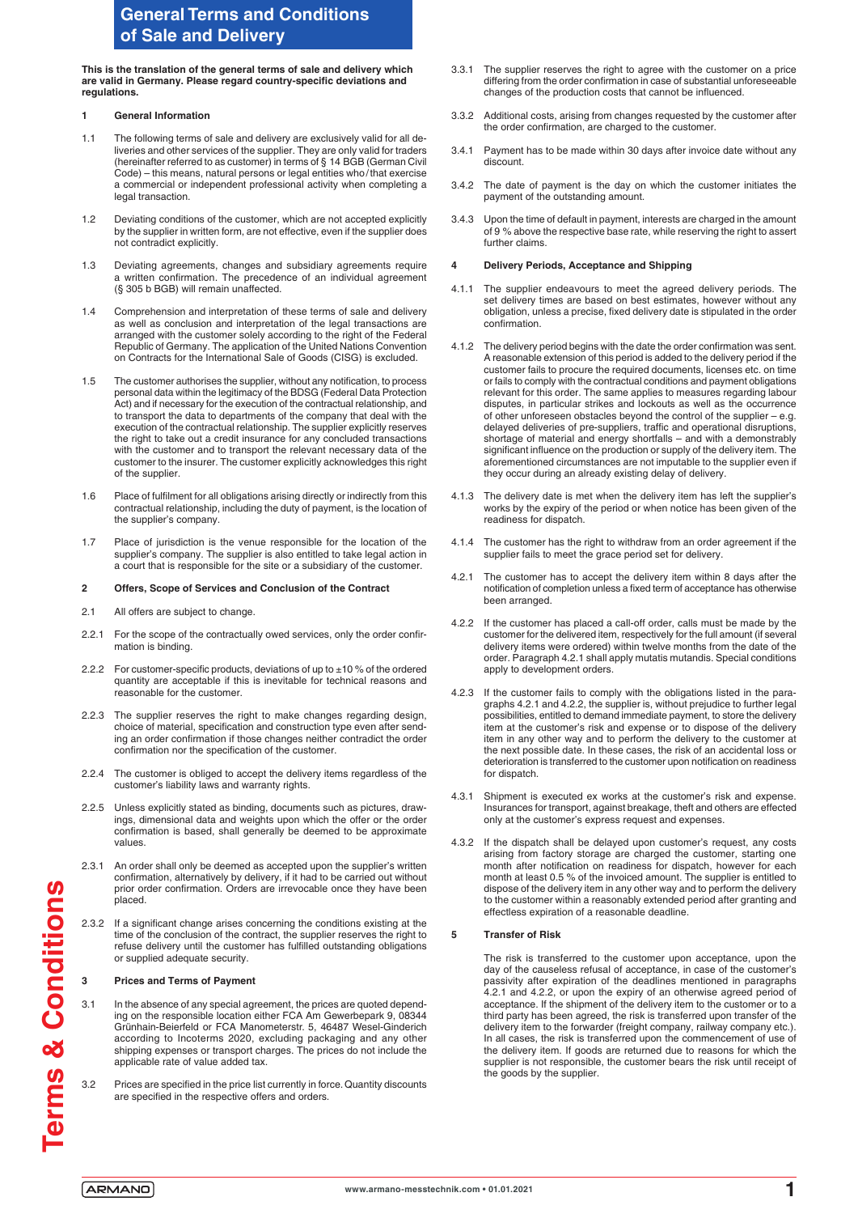# General Terms and Conditions of Sale and Delivery

**This is the translation of the general terms of sale and delivery which are valid in Germany. Please regard country-specific deviations and regulations.**

## 1 General Information

1.1 The following terms of sale and delivery are exclusively valid for all deliveries and other services of the supplier. They are only valid for traders (hereinafter referred to as customer) in terms of § 14 BGB (German Civil Code) – this means, natural persons or legal entities who / that exercise a commercial or independent professional activity when completing a legal transaction.

1.2 Deviating conditions of the customer, which are not accepted explicitly by the supplier in written form, are not effective, even if the supplier does not contradict explicitly.

1.3 Deviating agreements, changes and subsidiary agreements require a written confirmation. The precedence of an individual agreement (§ 305 b BGB) will remain unaffected.

1.4 Comprehension and interpretation of these terms of sale and delivery as well as conclusion and interpretation of the legal transactions are arranged with the customer solely according to the right of the Federal Republic of Germany. The application of the United Nations Convention on Contracts for the International Sale of Goods (CISG) is excluded.

1.5 The customer authorises the supplier, without any notification, to process personal data within the legitimacy of the BDSG (Federal Data Protection Act) and if necessary for the execution of the contractual relationship, and to transport the data to departments of the company that deal with the execution of the contractual relationship. The supplier explicitly reserves the right to take out a credit insurance for any concluded transactions with the customer and to transport the relevant necessary data of the customer to the insurer. The customer explicitly acknowledges this right of the supplier.

1.6 Place of fulfilment for all obligations arising directly or indirectly from this contractual relationship, including the duty of payment, is the location of the supplier's company.

1.7 Place of jurisdiction is the venue responsible for the location of the supplier's company. The supplier is also entitled to take legal action in a court that is responsible for the site or a subsidiary of the customer.

## 2 Offers, Scope of Services and Conclusion of the Contract

2.1 All offers are subject to change.

2.2.1 For the scope of the contractually owed services, only the order confirmation is binding.

2.2.2 For customer-specific products, deviations of up to ±10 % of the ordered quantity are acceptable if this is inevitable for technical reasons and reasonable for the customer.

2.2.3 The supplier reserves the right to make changes regarding design, choice of material, specification and construction type even after sending an order confirmation if those changes neither contradict the order confirmation nor the specification of the customer.

2.2.4 The customer is obliged to accept the delivery items regardless of the customer's liability laws and warranty rights.

2.2.5 Unless explicitly stated as binding, documents such as pictures, drawings, dimensional data and weights upon which the offer or the order confirmation is based, shall generally be deemed to be approximate values.

2.3.1 An order shall only be deemed as accepted upon the supplier's written confirmation, alternatively by delivery, if it had to be carried out without prior order confirmation. Orders are irrevocable once they have been placed.

2.3.2 If a significant change arises concerning the conditions existing at the time of the conclusion of the contract, the supplier reserves the right to refuse delivery until the customer has fulfilled outstanding obligations or supplied adequate security.

## 3 Prices and Terms of Payment

3.1 In the absence of any special agreement, the prices are quoted depending on the responsible location either FCA Am Gewerbepark 9, 08344 Grünhain-Beierfeld or FCA Manometerstr. 5, 46487 Wesel-Ginderich according to Incoterms 2020, excluding packaging and any other shipping expenses or transport charges. The prices do not include the applicable rate of value added tax.

3.2 Prices are specified in the price list currently in force. Quantity discounts are specified in the respective offers and orders.

3.3.1 The supplier reserves the right to agree with the customer on a price differing from the order confirmation in case of substantial unforeseeable changes of the production costs that cannot be influenced.

3.3.2 Additional costs, arising from changes requested by the customer after the order confirmation, are charged to the customer.

3.4.1 Payment has to be made within 30 days after invoice date without any discount.

3.4.2 The date of payment is the day on which the customer initiates the payment of the outstanding amount.

3.4.3 Upon the time of default in payment, interests are charged in the amount of 9 % above the respective base rate, while reserving the right to assert further claims.

## 4 Delivery Periods, Acceptance and Shipping

4.1.1 The supplier endeavours to meet the agreed delivery periods. The set delivery times are based on best estimates, however without any obligation, unless a precise, fixed delivery date is stipulated in the order confirmation.

4.1.2 The delivery period begins with the date the order confirmation was sent. A reasonable extension of this period is added to the delivery period if the customer fails to procure the required documents, licenses etc. on time or fails to comply with the contractual conditions and payment obligations relevant for this order. The same applies to measures regarding labour disputes, in particular strikes and lockouts as well as the occurrence of other unforeseen obstacles beyond the control of the supplier – e.g. delayed deliveries of pre-suppliers, traffic and operational disruptions, shortage of material and energy shortfalls – and with a demonstrably significant influence on the production or supply of the delivery item. The aforementioned circumstances are not imputable to the supplier even if they occur during an already existing delay of delivery.

4.1.3 The delivery date is met when the delivery item has left the supplier's works by the expiry of the period or when notice has been given of the readiness for dispatch.

4.1.4 The customer has the right to withdraw from an order agreement if the supplier fails to meet the grace period set for delivery.

4.2.1 The customer has to accept the delivery item within 8 days after the notification of completion unless a fixed term of acceptance has otherwise been arranged.

4.2.2 If the customer has placed a call-off order, calls must be made by the customer for the delivered item, respectively for the full amount (if several delivery items were ordered) within twelve months from the date of the order. Paragraph 4.2.1 shall apply mutatis mutandis. Special conditions apply to development orders.

4.2.3 If the customer fails to comply with the obligations listed in the paragraphs 4.2.1 and 4.2.2, the supplier is, without prejudice to further legal possibilities, entitled to demand immediate payment, to store the delivery item at the customer's risk and expense or to dispose of the delivery item in any other way and to perform the delivery to the customer at the next possible date. In these cases, the risk of an accidental loss or deterioration is transferred to the customer upon notification on readiness for dispatch.

4.3.1 Shipment is executed ex works at the customer's risk and expense. Insurances for transport, against breakage, theft and others are effected only at the customer's express request and expenses.

4.3.2 If the dispatch shall be delayed upon customer's request, any costs arising from factory storage are charged the customer, starting one month after notification on readiness for dispatch, however for each month at least 0.5 % of the invoiced amount. The supplier is entitled to dispose of the delivery item in any other way and to perform the delivery to the customer within a reasonably extended period after granting and effectless expiration of a reasonable deadline.

## 5 Transfer of Risk

The risk is transferred to the customer upon acceptance, upon the day of the causeless refusal of acceptance, in case of the customer's passivity after expiration of the deadlines mentioned in paragraphs 4.2.1 and 4.2.2, or upon the expiry of an otherwise agreed period of acceptance. If the shipment of the delivery item to the customer or to a third party has been agreed, the risk is transferred upon transfer of the delivery item to the forwarder (freight company, railway company etc.). In all cases, the risk is transferred upon the commencement of use of the delivery item. If goods are returned due to reasons for which the supplier is not responsible, the customer bears the risk until receipt of the goods by the supplier.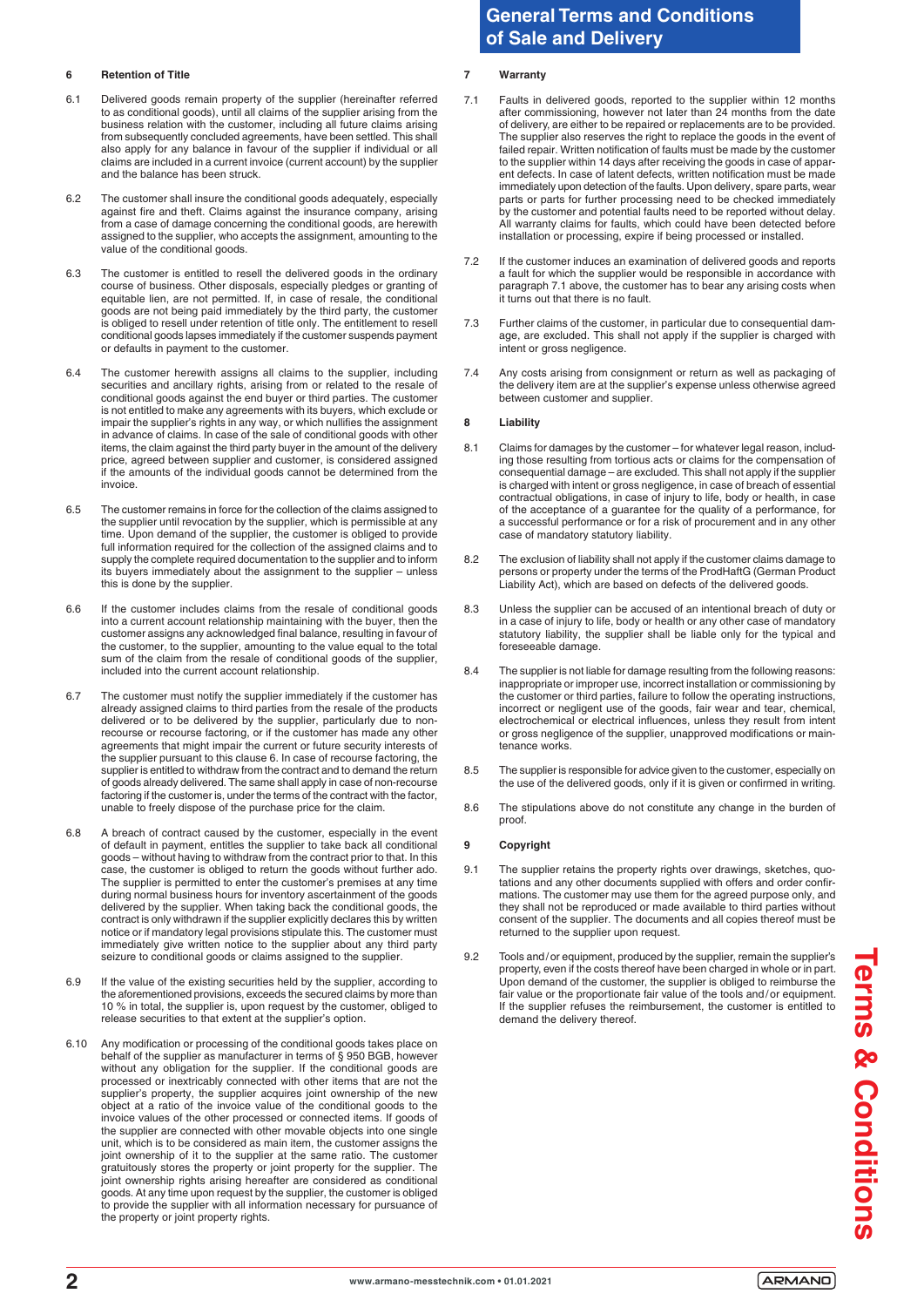# General Terms and Conditions of Sale and Delivery

## 6 Retention of Title

6.1 Delivered goods remain property of the supplier (hereinafter referred to as conditional goods), until all claims of the supplier arising from the business relation with the customer, including all future claims arising from subsequently concluded agreements, have been settled. This shall also apply for any balance in favour of the supplier if individual or all claims are included in a current invoice (current account) by the supplier and the balance has been struck.

6.2 The customer shall insure the conditional goods adequately, especially against fire and theft. Claims against the insurance company, arising from a case of damage concerning the conditional goods, are herewith assigned to the supplier, who accepts the assignment, amounting to the value of the conditional goods.

6.3 The customer is entitled to resell the delivered goods in the ordinary course of business. Other disposals, especially pledges or granting of equitable lien, are not permitted. If, in case of resale, the conditional goods are not being paid immediately by the third party, the customer is obliged to resell under retention of title only. The entitlement to resell conditional goods lapses immediately if the customer suspends payment or defaults in payment to the customer.

6.4 The customer herewith assigns all claims to the supplier, including securities and ancillary rights, arising from or related to the resale of conditional goods against the end buyer or third parties. The customer is not entitled to make any agreements with its buyers, which exclude or impair the supplier's rights in any way, or which nullifies the assignment in advance of claims. In case of the sale of conditional goods with other items, the claim against the third party buyer in the amount of the delivery price, agreed between supplier and customer, is considered assigned if the amounts of the individual goods cannot be determined from the invoice.

6.5 The customer remains in force for the collection of the claims assigned to the supplier until revocation by the supplier, which is permissible at any time. Upon demand of the supplier, the customer is obliged to provide full information required for the collection of the assigned claims and to supply the complete required documentation to the supplier and to inform its buyers immediately about the assignment to the supplier – unless this is done by the supplier.

6.6 If the customer includes claims from the resale of conditional goods into a current account relationship maintaining with the buyer, then the customer assigns any acknowledged final balance, resulting in favour of the customer, to the supplier, amounting to the value equal to the total sum of the claim from the resale of conditional goods of the supplier, included into the current account relationship.

6.7 The customer must notify the supplier immediately if the customer has already assigned claims to third parties from the resale of the products delivered or to be delivered by the supplier, particularly due to non-recourse or recourse factoring, or if the customer has made any other agreements that might impair the current or future security interests of the supplier pursuant to this clause 6. In case of recourse factoring, the supplier is entitled to withdraw from the contract and to demand the return of goods already delivered. The same shall apply in case of non-recourse factoring if the customer is, under the terms of the contract with the factor, unable to freely dispose of the purchase price for the claim.

6.8 A breach of contract caused by the customer, especially in the event of default in payment, entitles the supplier to take back all conditional goods – without having to withdraw from the contract prior to that. In this case, the customer is obliged to return the goods without further ado. The supplier is permitted to enter the customer's premises at any time during normal business hours for inventory ascertainment of the goods delivered by the supplier. When taking back the conditional goods, the contract is only withdrawn if the supplier explicitly declares this by written notice or if mandatory legal provisions stipulate this. The customer must immediately give written notice to the supplier about any third party seizure to conditional goods or claims assigned to the supplier.

6.9 If the value of the existing securities held by the supplier, according to the aforementioned provisions, exceeds the secured claims by more than 10 % in total, the supplier is, upon request by the customer, obliged to release securities to that extent at the supplier's option.

6.10 Any modification or processing of the conditional goods takes place on behalf of the supplier as manufacturer in terms of § 950 BGB, however without any obligation for the supplier. If the conditional goods are processed or inextricably connected with other items that are not the supplier's property, the supplier acquires joint ownership of the new object at a ratio of the invoice value of the conditional goods to the invoice values of the other processed or connected items. If goods of the supplier are connected with other movable objects into one single unit, which is to be considered as main item, the customer assigns the joint ownership of it to the supplier at the same ratio. The customer gratuitously stores the property or joint property for the supplier. The joint ownership rights arising hereafter are considered as conditional goods. At any time upon request by the supplier, the customer is obliged to provide the supplier with all information necessary for pursuance of the property or joint property rights.

## 7 Warranty

7.1 Faults in delivered goods, reported to the supplier within 12 months after commissioning, however not later than 24 months from the date of delivery, are either to be repaired or replacements are to be provided. The supplier also reserves the right to replace the goods in the event of failed repair. Written notification of faults must be made by the customer to the supplier within 14 days after receiving the goods in case of apparent defects. In case of latent defects, written notification must be made immediately upon detection of the faults. Upon delivery, spare parts, wear parts or parts for further processing need to be checked immediately by the customer and potential faults need to be reported without delay. All warranty claims for faults, which could have been detected before installation or processing, expire if being processed or installed.

7.2 If the customer induces an examination of delivered goods and reports a fault for which the supplier would be responsible in accordance with paragraph 7.1 above, the customer has to bear any arising costs when it turns out that there is no fault.

7.3 Further claims of the customer, in particular due to consequential damage, are excluded. This shall not apply if the supplier is charged with intent or gross negligence.

7.4 Any costs arising from consignment or return as well as packaging of the delivery item are at the supplier's expense unless otherwise agreed between customer and supplier.

## 8 Liability

8.1 Claims for damages by the customer – for whatever legal reason, including those resulting from tortious acts or claims for the compensation of consequential damage – are excluded. This shall not apply if the supplier is charged with intent or gross negligence, in case of breach of essential contractual obligations, in case of injury to life, body or health, in case of the acceptance of a guarantee for the quality of a performance, for a successful performance or for a risk of procurement and in any other case of mandatory statutory liability.

8.2 The exclusion of liability shall not apply if the customer claims damage to persons or property under the terms of the ProdHaftG (German Product Liability Act), which are based on defects of the delivered goods.

8.3 Unless the supplier can be accused of an intentional breach of duty or in a case of injury to life, body or health or any other case of mandatory statutory liability, the supplier shall be liable only for the typical and foreseeable damage.

8.4 The supplier is not liable for damage resulting from the following reasons: inappropriate or incorrect use, incorrect installation or commissioning by the customer or third parties, failure to follow the operating instructions, incorrect or negligent use of the goods, fair wear and tear, chemical, electrochemical or electrical influences, unless they result from intent or gross negligence of the supplier, unapproved modifications or maintenance works.

8.5 The supplier is responsible for advice given to the customer, especially on the use of the delivered goods, only if it is given or confirmed in writing.

8.6 The stipulations above do not constitute any change in the burden of proof.

## 9 Copyright

9.1 The supplier retains the property rights over drawings, sketches, quotations and any other documents supplied with offers and order confirmations. The customer may use them for the agreed purpose only, and they shall not be reproduced or made available to third parties without consent of the supplier. The documents and all copies thereof must be returned to the supplier upon request.

9.2 Tools and/or equipment, produced by the supplier, remain the supplier's property, even if the costs thereof have been charged in whole or in part. Upon demand of the customer, the supplier is obliged to reimburse the fair value or the proportionate fair value of the tools and/or equipment. If the supplier refuses the reimbursement, the customer is entitled to demand the delivery thereof.